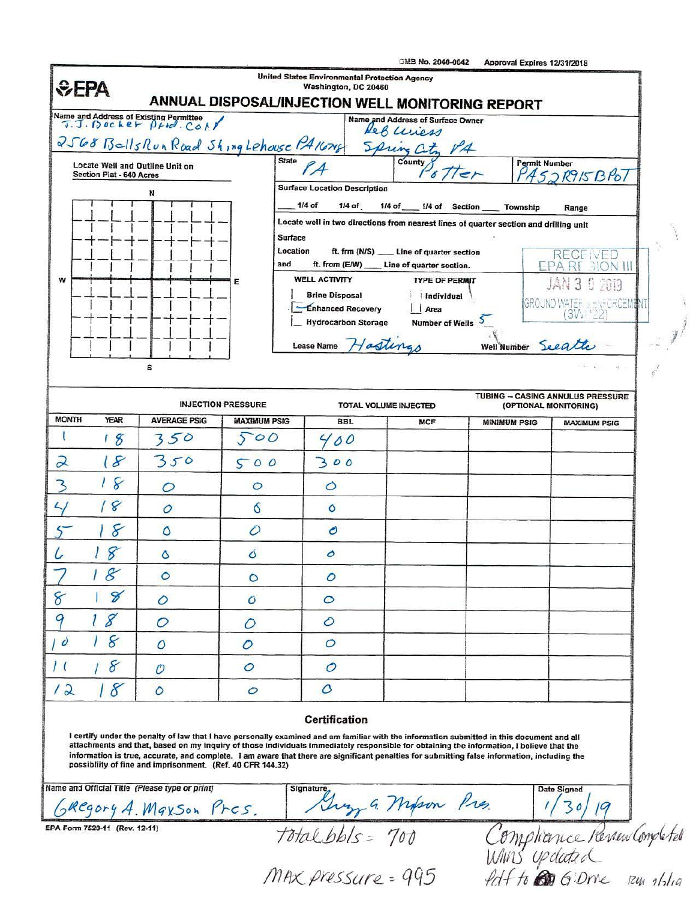OMB No. 2040-0042 Approval Expires 12/31/2018

**EPA**

United States Environmental Protection Agency
Washington, DC 20460

# ANNUAL DISPOSAL/INJECTION WELL MONITORING REPORT

**Name and Address of Existing Permittee**
J.J. Bucher Prod. Corp
2568 Bells Run Road Shinglehouse PA 16748

**Name and Address of Surface Owner**
Deb Wiess
Spring City PA

**Locate Well and Outline Unit on Section Plat - 640 Acres**

N / W / E / S

**State:** PA **County:** Potter **Permit Number:** PAS2R915BPOT

**Surface Location Description**

___ 1/4 of ___ 1/4 of ___ 1/4 of ___ 1/4 of Section ___ Township ___ Range ___

Locate well in two directions from nearest lines of quarter section and drilling unit

Surface
Location ___ ft. frm (N/S) ___ Line of quarter section
and ___ ft. from (E/W) ___ Line of quarter section.

**WELL ACTIVITY**
- Brine Disposal
- Enhanced Recovery ✓
- Hydrocarbon Storage

**TYPE OF PERMIT**
- Individual
- Area

Number of Wells 5

Lease Name Hastings

Well Number Seeatte

RECEIVED
EPA REGION III
JAN 30 2019
GROUND WATER ENFORCEMENT (3WP22)

| MONTH | YEAR | INJECTION PRESSURE | | TOTAL VOLUME INJECTED | | TUBING – CASING ANNULUS PRESSURE (OPTIONAL MONITORING) | |
|---|---|---|---|---|---|---|---|
| | | AVERAGE PSIG | MAXIMUM PSIG | BBL | MCF | MINIMUM PSIG | MAXIMUM PSIG |
| 1 | 18 | 350 | 500 | 400 | | | |
| 2 | 18 | 350 | 500 | 300 | | | |
| 3 | 18 | 0 | 0 | 0 | | | |
| 4 | 18 | 0 | 0 | 0 | | | |
| 5 | 18 | 0 | 0 | 0 | | | |
| 6 | 18 | 0 | 0 | 0 | | | |
| 7 | 18 | 0 | 0 | 0 | | | |
| 8 | 18 | 0 | 0 | 0 | | | |
| 9 | 18 | 0 | 0 | 0 | | | |
| 10 | 18 | 0 | 0 | 0 | | | |
| 11 | 18 | 0 | 0 | 0 | | | |
| 12 | 18 | 0 | 0 | 0 | | | |

## Certification

I certify under the penalty of law that I have personally examined and am familiar with the information submitted in this document and all attachments and that, based on my inquiry of those individuals immediately responsible for obtaining the information, I believe that the information is true, accurate, and complete. I am aware that there are significant penalties for submitting false information, including the possiblity of fine and imprisonment. (Ref. 40 CFR 144.32)

**Name and Official Title** *(Please type or print)*: Gregory A. Maxson Pres.

**Signature:** Greg A. Maxson Pres.

**Date Signed:** 1/30/19

EPA Form 7520-11 (Rev. 12-11)

Total bbls = 700

MAX pressure = 995

Compliance Review Completed
WIMS updated
Pdf to G:Drive RW 2/5/19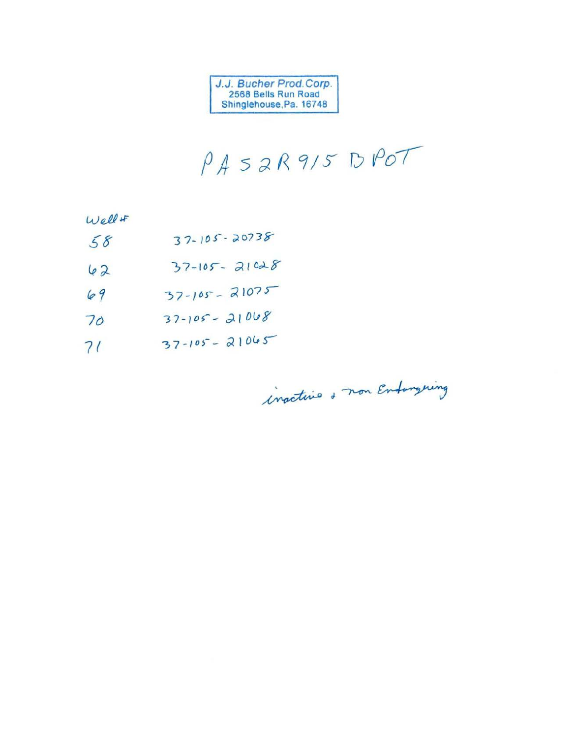J.J. Bucher Prod.Corp.
2568 Bells Run Road
Shinglehouse,Pa. 16748

PA52R915 BPOT

| Well# | |
|---|---|
| 58 | 37-105-20738 |
| 62 | 37-105-21028 |
| 69 | 37-105-21075 |
| 70 | 37-105-21068 |
| 71 | 37-105-21065 |

inactive & non Endangering